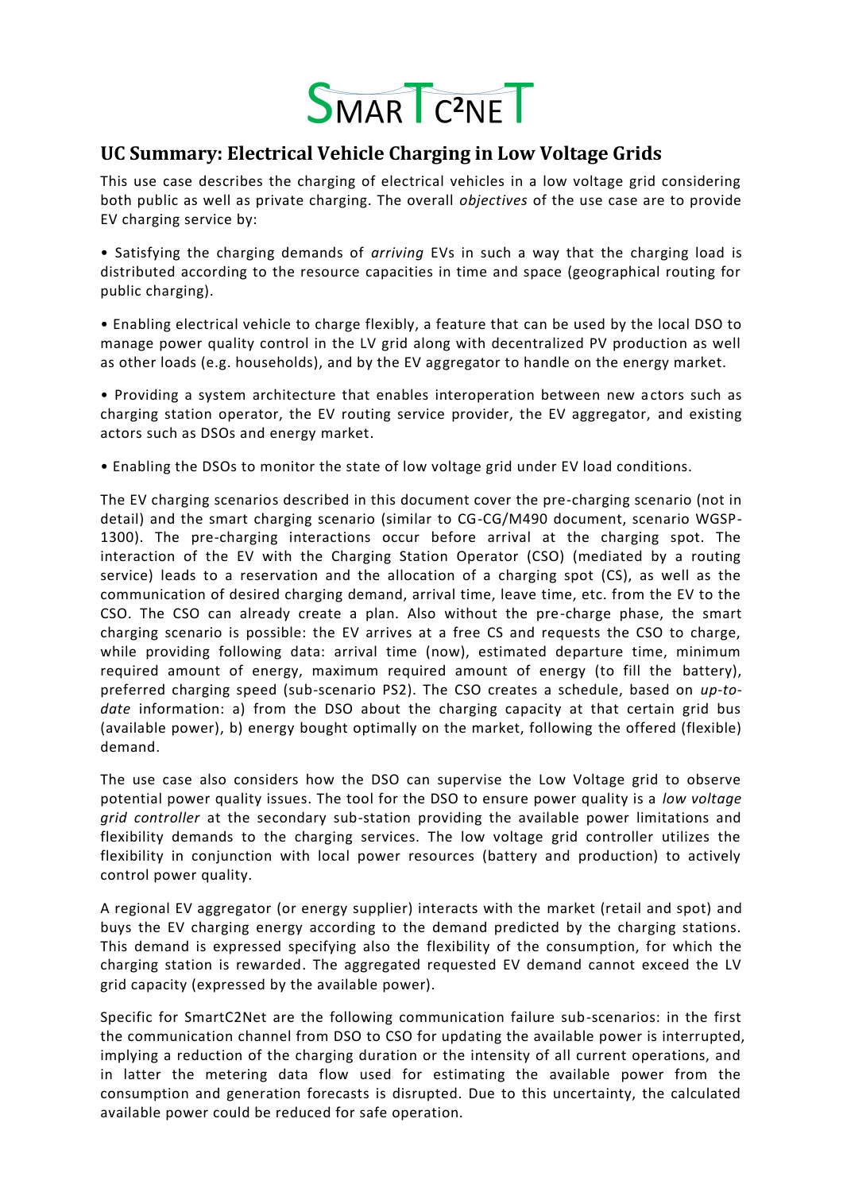SMARTC²NET

## UC Summary: Electrical Vehicle Charging in Low Voltage Grids

This use case describes the charging of electrical vehicles in a low voltage grid considering both public as well as private charging. The overall *objectives* of the use case are to provide EV charging service by:

• Satisfying the charging demands of *arriving* EVs in such a way that the charging load is distributed according to the resource capacities in time and space (geographical routing for public charging).

• Enabling electrical vehicle to charge flexibly, a feature that can be used by the local DSO to manage power quality control in the LV grid along with decentralized PV production as well as other loads (e.g. households), and by the EV aggregator to handle on the energy market.

• Providing a system architecture that enables interoperation between new actors such as charging station operator, the EV routing service provider, the EV aggregator, and existing actors such as DSOs and energy market.

• Enabling the DSOs to monitor the state of low voltage grid under EV load conditions.

The EV charging scenarios described in this document cover the pre-charging scenario (not in detail) and the smart charging scenario (similar to CG-CG/M490 document, scenario WGSP-1300). The pre-charging interactions occur before arrival at the charging spot. The interaction of the EV with the Charging Station Operator (CSO) (mediated by a routing service) leads to a reservation and the allocation of a charging spot (CS), as well as the communication of desired charging demand, arrival time, leave time, etc. from the EV to the CSO. The CSO can already create a plan. Also without the pre-charge phase, the smart charging scenario is possible: the EV arrives at a free CS and requests the CSO to charge, while providing following data: arrival time (now), estimated departure time, minimum required amount of energy, maximum required amount of energy (to fill the battery), preferred charging speed (sub-scenario PS2). The CSO creates a schedule, based on *up-to-date* information: a) from the DSO about the charging capacity at that certain grid bus (available power), b) energy bought optimally on the market, following the offered (flexible) demand.

The use case also considers how the DSO can supervise the Low Voltage grid to observe potential power quality issues. The tool for the DSO to ensure power quality is a *low voltage grid controller* at the secondary sub-station providing the available power limitations and flexibility demands to the charging services. The low voltage grid controller utilizes the flexibility in conjunction with local power resources (battery and production) to actively control power quality.

A regional EV aggregator (or energy supplier) interacts with the market (retail and spot) and buys the EV charging energy according to the demand predicted by the charging stations. This demand is expressed specifying also the flexibility of the consumption, for which the charging station is rewarded. The aggregated requested EV demand cannot exceed the LV grid capacity (expressed by the available power).

Specific for SmartC2Net are the following communication failure sub-scenarios: in the first the communication channel from DSO to CSO for updating the available power is interrupted, implying a reduction of the charging duration or the intensity of all current operations, and in latter the metering data flow used for estimating the available power from the consumption and generation forecasts is disrupted. Due to this uncertainty, the calculated available power could be reduced for safe operation.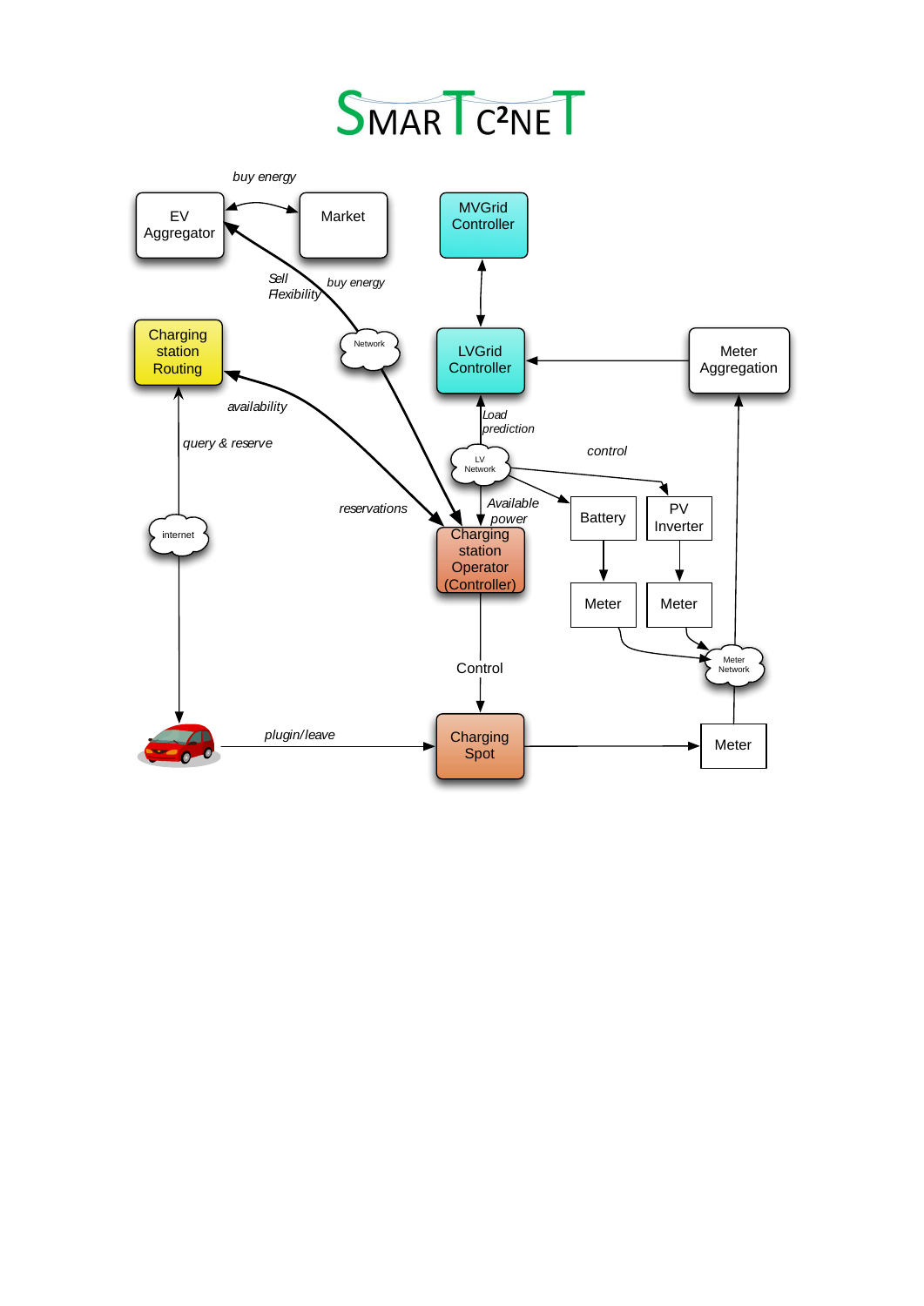SMARTC²NET

EV Aggregator

Market

buy energy

Sell Flexibility

buy energy

Network

MVGrid Controller

LVGrid Controller

Meter Aggregation

Charging station Routing

availability

query & reserve

reservations

Load prediction

LV Network

control

Available power

Battery

PV Inverter

internet

Charging station Operator (Controller)

Meter

Meter

Meter Network

Control

plugin/leave

Charging Spot

Meter